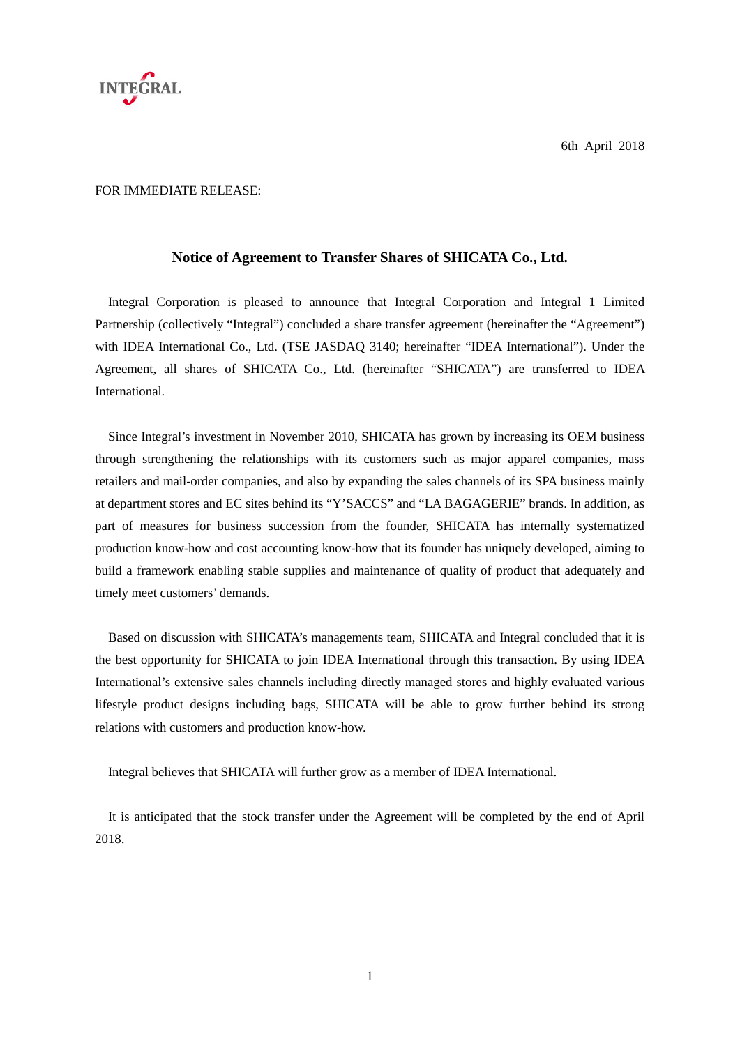INTEGRAL

6th April 2018

FOR IMMEDIATE RELEASE:

## Notice of Agreement to Transfer Shares of SHICATA Co., Ltd.

Integral Corporation is pleased to announce that Integral Corporation and Integral 1 Limited Partnership (collectively "Integral") concluded a share transfer agreement (hereinafter the "Agreement") with IDEA International Co., Ltd. (TSE JASDAQ 3140; hereinafter "IDEA International"). Under the Agreement, all shares of SHICATA Co., Ltd. (hereinafter "SHICATA") are transferred to IDEA International.

Since Integral's investment in November 2010, SHICATA has grown by increasing its OEM business through strengthening the relationships with its customers such as major apparel companies, mass retailers and mail-order companies, and also by expanding the sales channels of its SPA business mainly at department stores and EC sites behind its "Y'SACCS" and "LA BAGAGERIE" brands. In addition, as part of measures for business succession from the founder, SHICATA has internally systematized production know-how and cost accounting know-how that its founder has uniquely developed, aiming to build a framework enabling stable supplies and maintenance of quality of product that adequately and timely meet customers' demands.

Based on discussion with SHICATA's managements team, SHICATA and Integral concluded that it is the best opportunity for SHICATA to join IDEA International through this transaction. By using IDEA International's extensive sales channels including directly managed stores and highly evaluated various lifestyle product designs including bags, SHICATA will be able to grow further behind its strong relations with customers and production know-how.

Integral believes that SHICATA will further grow as a member of IDEA International.

It is anticipated that the stock transfer under the Agreement will be completed by the end of April 2018.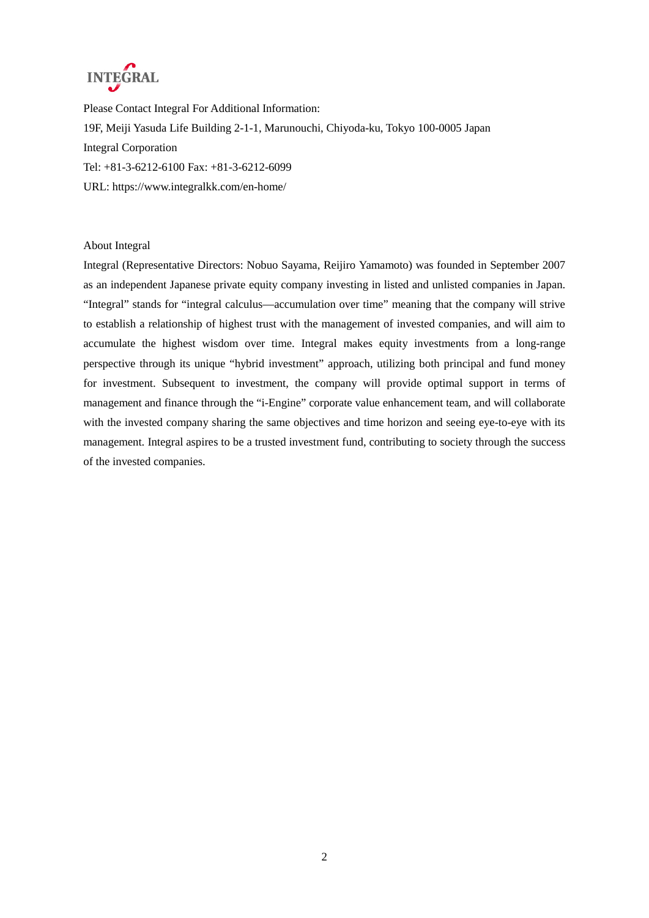INTEGRAL

Please Contact Integral For Additional Information:

19F, Meiji Yasuda Life Building 2-1-1, Marunouchi, Chiyoda-ku, Tokyo 100-0005 Japan

Integral Corporation

Tel: +81-3-6212-6100 Fax: +81-3-6212-6099

URL: https://www.integralkk.com/en-home/

About Integral

Integral (Representative Directors: Nobuo Sayama, Reijiro Yamamoto) was founded in September 2007 as an independent Japanese private equity company investing in listed and unlisted companies in Japan. “Integral” stands for “integral calculus—accumulation over time” meaning that the company will strive to establish a relationship of highest trust with the management of invested companies, and will aim to accumulate the highest wisdom over time. Integral makes equity investments from a long-range perspective through its unique “hybrid investment” approach, utilizing both principal and fund money for investment. Subsequent to investment, the company will provide optimal support in terms of management and finance through the “i-Engine” corporate value enhancement team, and will collaborate with the invested company sharing the same objectives and time horizon and seeing eye-to-eye with its management. Integral aspires to be a trusted investment fund, contributing to society through the success of the invested companies.